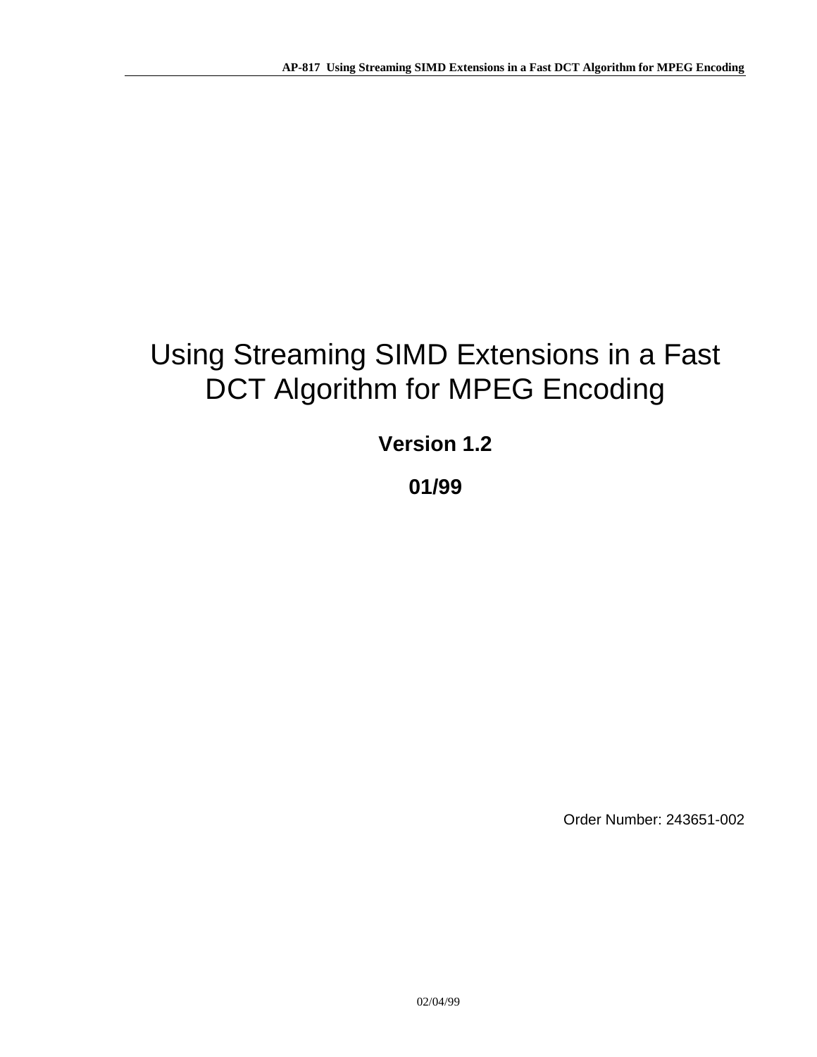# Using Streaming SIMD Extensions in a Fast DCT Algorithm for MPEG Encoding

**Version 1.2**

**01/99**

Order Number: 243651-002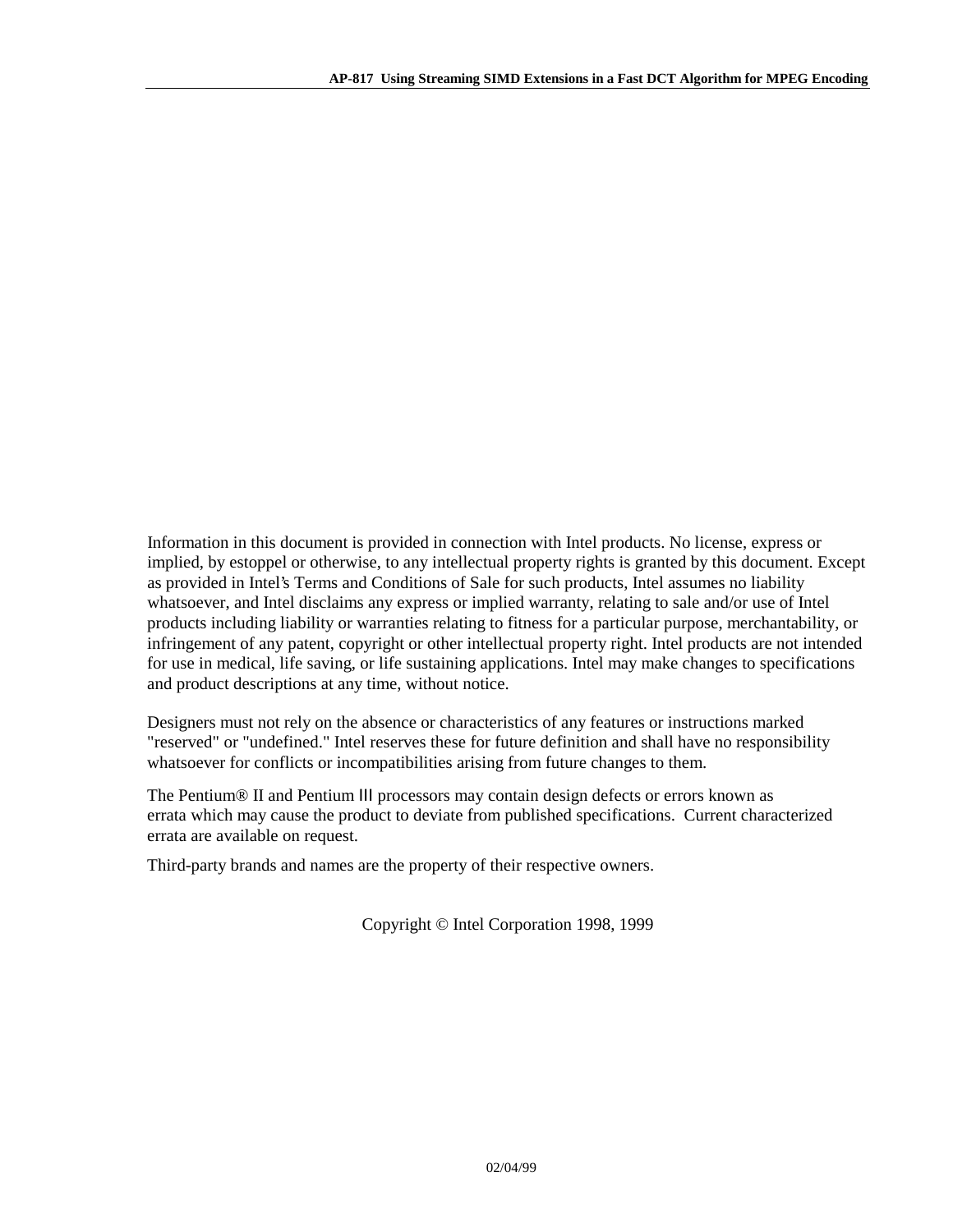Information in this document is provided in connection with Intel products. No license, express or implied, by estoppel or otherwise, to any intellectual property rights is granted by this document. Except as provided in Intel's Terms and Conditions of Sale for such products, Intel assumes no liability whatsoever, and Intel disclaims any express or implied warranty, relating to sale and/or use of Intel products including liability or warranties relating to fitness for a particular purpose, merchantability, or infringement of any patent, copyright or other intellectual property right. Intel products are not intended for use in medical, life saving, or life sustaining applications. Intel may make changes to specifications and product descriptions at any time, without notice.

Designers must not rely on the absence or characteristics of any features or instructions marked "reserved" or "undefined." Intel reserves these for future definition and shall have no responsibility whatsoever for conflicts or incompatibilities arising from future changes to them.

The Pentium® II and Pentium III processors may contain design defects or errors known as errata which may cause the product to deviate from published specifications. Current characterized errata are available on request.

Third-party brands and names are the property of their respective owners.

Copyright © Intel Corporation 1998, 1999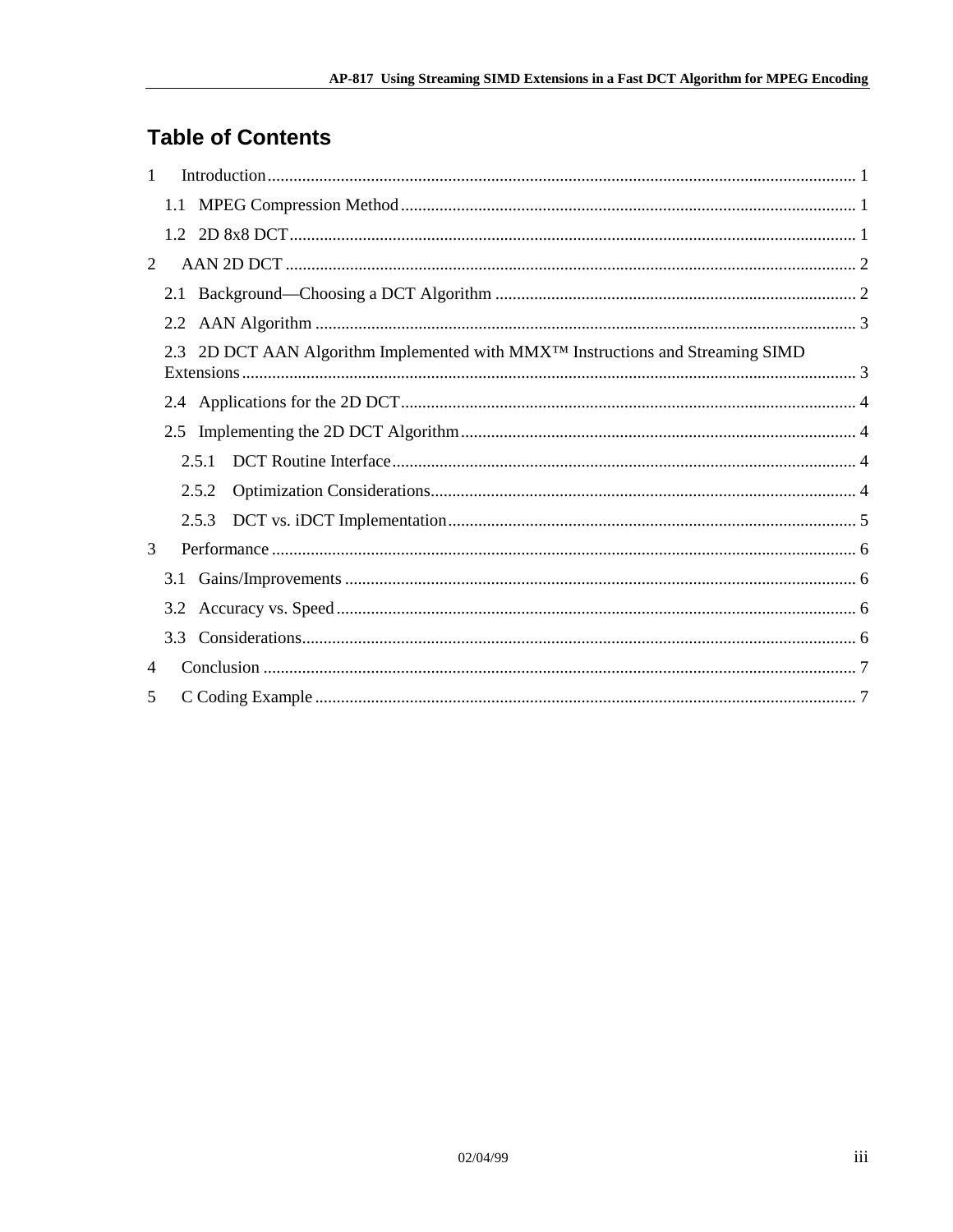# Table of Contents

1 Introduction ........................................................ 1

1.1 MPEG Compression Method ........................................................ 1

1.2 2D 8x8 DCT ........................................................ 1

2 AAN 2D DCT ........................................................ 2

2.1 Background—Choosing a DCT Algorithm ........................................................ 2

2.2 AAN Algorithm ........................................................ 3

2.3 2D DCT AAN Algorithm Implemented with MMX™ Instructions and Streaming SIMD Extensions ........................................................ 3

2.4 Applications for the 2D DCT ........................................................ 4

2.5 Implementing the 2D DCT Algorithm ........................................................ 4

2.5.1 DCT Routine Interface ........................................................ 4

2.5.2 Optimization Considerations ........................................................ 4

2.5.3 DCT vs. iDCT Implementation ........................................................ 5

3 Performance ........................................................ 6

3.1 Gains/Improvements ........................................................ 6

3.2 Accuracy vs. Speed ........................................................ 6

3.3 Considerations ........................................................ 6

4 Conclusion ........................................................ 7

5 C Coding Example ........................................................ 7

02/04/99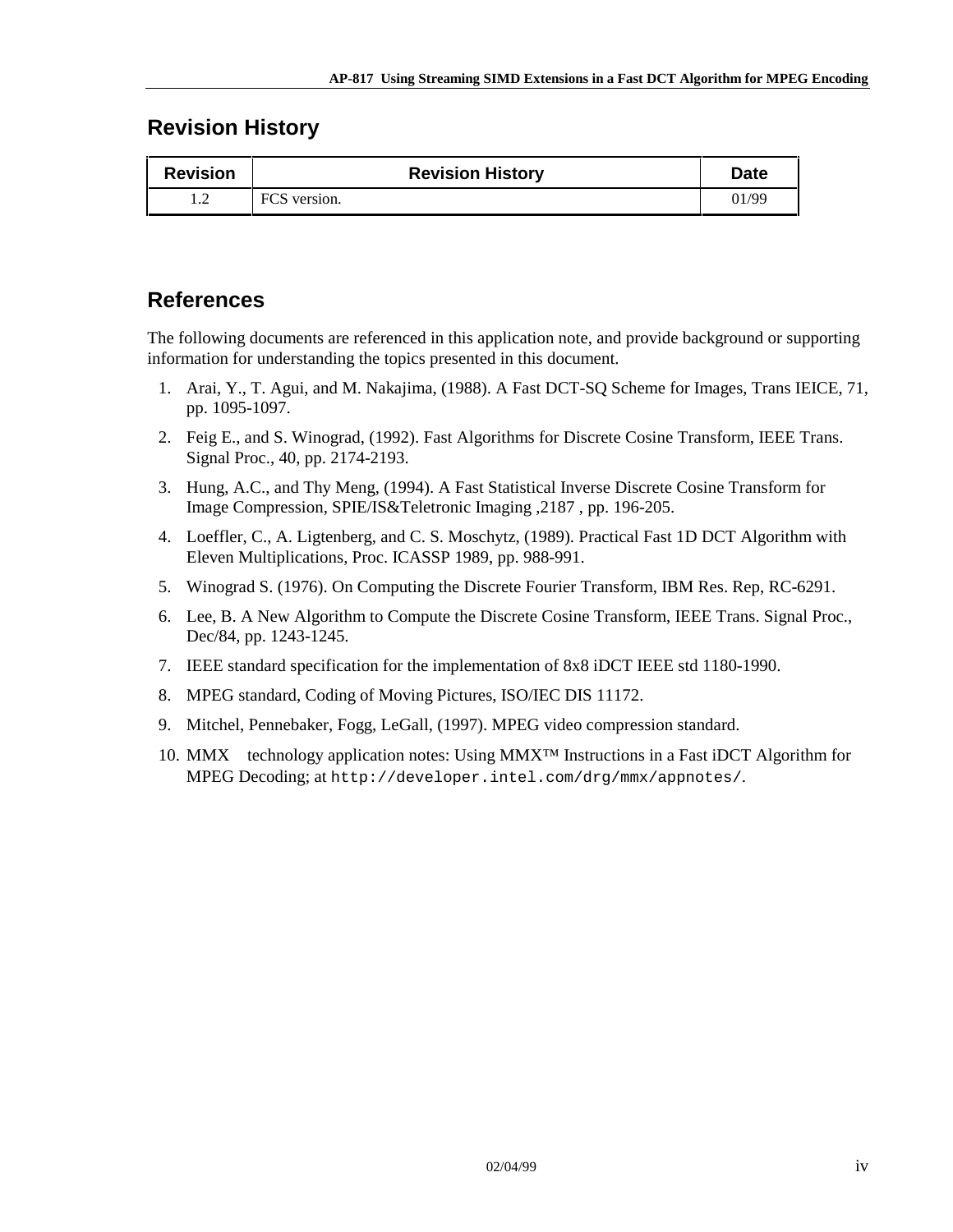## Revision History

| Revision | Revision History | Date |
|---|---|---|
| 1.2 | FCS version. | 01/99 |

## References

The following documents are referenced in this application note, and provide background or supporting information for understanding the topics presented in this document.

1. Arai, Y., T. Agui, and M. Nakajima, (1988). A Fast DCT-SQ Scheme for Images, Trans IEICE, 71, pp. 1095-1097.
2. Feig E., and S. Winograd, (1992). Fast Algorithms for Discrete Cosine Transform, IEEE Trans. Signal Proc., 40, pp. 2174-2193.
3. Hung, A.C., and Thy Meng, (1994). A Fast Statistical Inverse Discrete Cosine Transform for Image Compression, SPIE/IS&Teletronic Imaging ,2187 , pp. 196-205.
4. Loeffler, C., A. Ligtenberg, and C. S. Moschytz, (1989). Practical Fast 1D DCT Algorithm with Eleven Multiplications, Proc. ICASSP 1989, pp. 988-991.
5. Winograd S. (1976). On Computing the Discrete Fourier Transform, IBM Res. Rep, RC-6291.
6. Lee, B. A New Algorithm to Compute the Discrete Cosine Transform, IEEE Trans. Signal Proc., Dec/84, pp. 1243-1245.
7. IEEE standard specification for the implementation of 8x8 iDCT IEEE std 1180-1990.
8. MPEG standard, Coding of Moving Pictures, ISO/IEC DIS 11172.
9. Mitchel, Pennebaker, Fogg, LeGall, (1997). MPEG video compression standard.
10. MMX technology application notes: Using MMX™ Instructions in a Fast iDCT Algorithm for MPEG Decoding; at `http://developer.intel.com/drg/mmx/appnotes/`.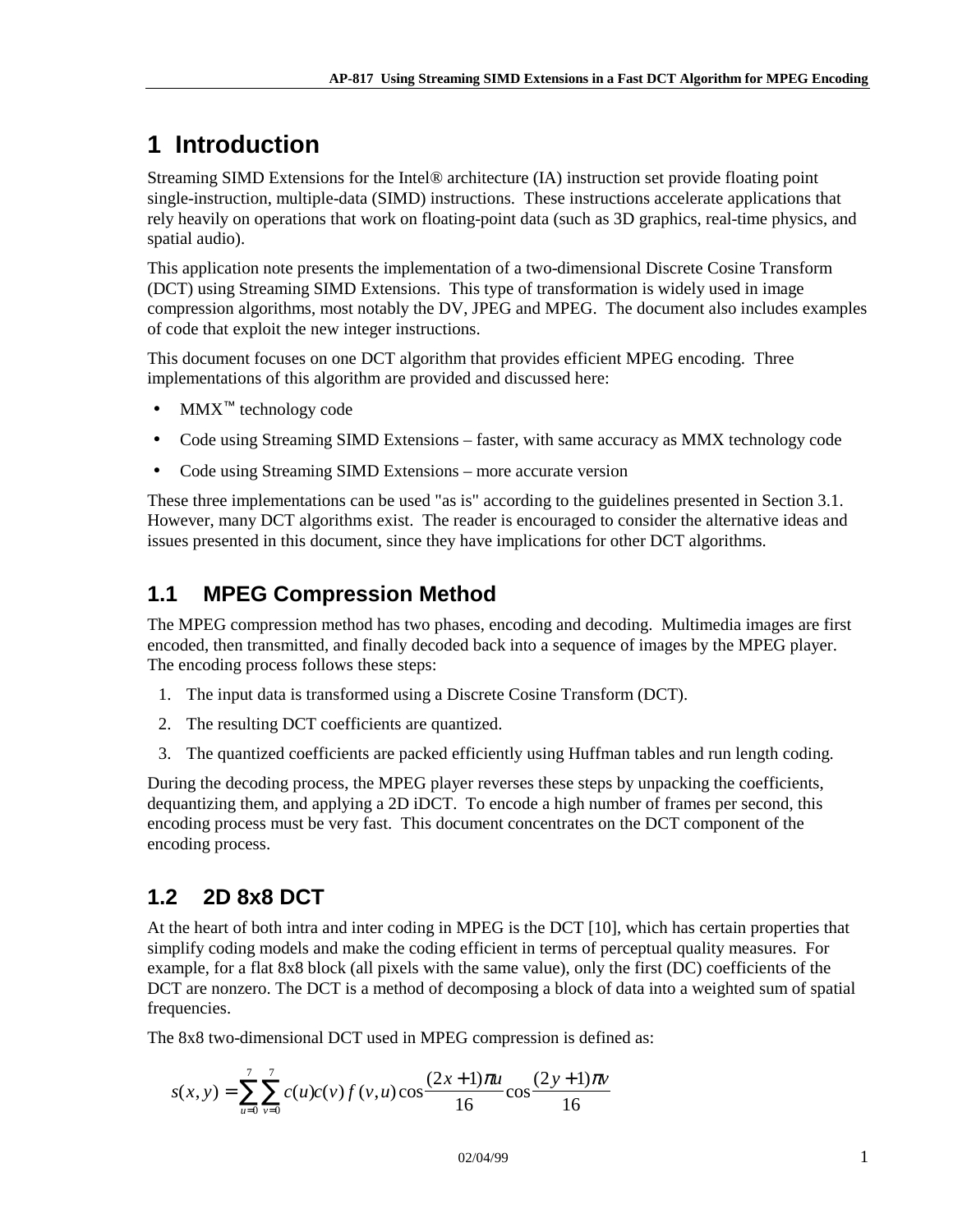# 1 Introduction

Streaming SIMD Extensions for the Intel® architecture (IA) instruction set provide floating point single-instruction, multiple-data (SIMD) instructions. These instructions accelerate applications that rely heavily on operations that work on floating-point data (such as 3D graphics, real-time physics, and spatial audio).

This application note presents the implementation of a two-dimensional Discrete Cosine Transform (DCT) using Streaming SIMD Extensions. This type of transformation is widely used in image compression algorithms, most notably the DV, JPEG and MPEG. The document also includes examples of code that exploit the new integer instructions.

This document focuses on one DCT algorithm that provides efficient MPEG encoding. Three implementations of this algorithm are provided and discussed here:

- MMX™ technology code
- Code using Streaming SIMD Extensions – faster, with same accuracy as MMX technology code
- Code using Streaming SIMD Extensions – more accurate version

These three implementations can be used "as is" according to the guidelines presented in Section 3.1. However, many DCT algorithms exist. The reader is encouraged to consider the alternative ideas and issues presented in this document, since they have implications for other DCT algorithms.

## 1.1 MPEG Compression Method

The MPEG compression method has two phases, encoding and decoding. Multimedia images are first encoded, then transmitted, and finally decoded back into a sequence of images by the MPEG player. The encoding process follows these steps:

1. The input data is transformed using a Discrete Cosine Transform (DCT).
2. The resulting DCT coefficients are quantized.
3. The quantized coefficients are packed efficiently using Huffman tables and run length coding.

During the decoding process, the MPEG player reverses these steps by unpacking the coefficients, dequantizing them, and applying a 2D iDCT. To encode a high number of frames per second, this encoding process must be very fast. This document concentrates on the DCT component of the encoding process.

## 1.2 2D 8x8 DCT

At the heart of both intra and inter coding in MPEG is the DCT [10], which has certain properties that simplify coding models and make the coding efficient in terms of perceptual quality measures. For example, for a flat 8x8 block (all pixels with the same value), only the first (DC) coefficients of the DCT are nonzero. The DCT is a method of decomposing a block of data into a weighted sum of spatial frequencies.

The 8x8 two-dimensional DCT used in MPEG compression is defined as:

$$s(x,y) = \sum_{u=0}^{7} \sum_{v=0}^{7} c(u)c(v)\, f(v,u) \cos\frac{(2x+1)\pi u}{16} \cos\frac{(2y+1)\pi v}{16}$$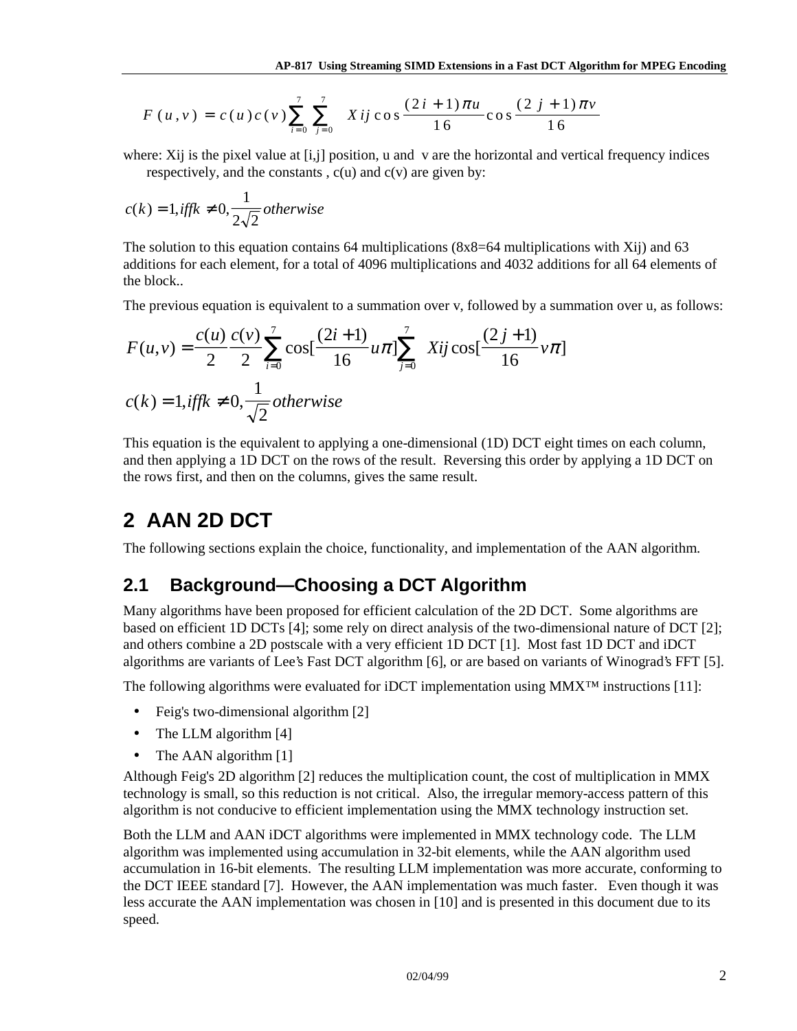$$F(u,v) = c(u)c(v)\sum_{i=0}^{7}\sum_{j=0}^{7} Xij \cos\frac{(2i+1)\pi u}{16}\cos\frac{(2j+1)\pi v}{16}$$

where: Xij is the pixel value at [i,j] position, u and v are the horizontal and vertical frequency indices respectively, and the constants , c(u) and c(v) are given by:

$$c(k) = 1, iffk \neq 0, \frac{1}{2\sqrt{2}} otherwise$$

The solution to this equation contains 64 multiplications (8x8=64 multiplications with Xij) and 63 additions for each element, for a total of 4096 multiplications and 4032 additions for all 64 elements of the block..

The previous equation is equivalent to a summation over v, followed by a summation over u, as follows:

$$F(u,v) = \frac{c(u)}{2}\frac{c(v)}{2}\sum_{i=0}^{7}\cos[\frac{(2i+1)}{16}u\pi]\sum_{j=0}^{7} Xij\cos[\frac{(2j+1)}{16}v\pi]$$

$$c(k) = 1, iffk \neq 0, \frac{1}{\sqrt{2}} otherwise$$

This equation is the equivalent to applying a one-dimensional (1D) DCT eight times on each column, and then applying a 1D DCT on the rows of the result. Reversing this order by applying a 1D DCT on the rows first, and then on the columns, gives the same result.

# 2 AAN 2D DCT

The following sections explain the choice, functionality, and implementation of the AAN algorithm.

## 2.1 Background—Choosing a DCT Algorithm

Many algorithms have been proposed for efficient calculation of the 2D DCT. Some algorithms are based on efficient 1D DCTs [4]; some rely on direct analysis of the two-dimensional nature of DCT [2]; and others combine a 2D postscale with a very efficient 1D DCT [1]. Most fast 1D DCT and iDCT algorithms are variants of Lee's Fast DCT algorithm [6], or are based on variants of Winograd's FFT [5].

The following algorithms were evaluated for iDCT implementation using MMX™ instructions [11]:

- Feig's two-dimensional algorithm [2]
- The LLM algorithm [4]
- The AAN algorithm [1]

Although Feig's 2D algorithm [2] reduces the multiplication count, the cost of multiplication in MMX technology is small, so this reduction is not critical. Also, the irregular memory-access pattern of this algorithm is not conducive to efficient implementation using the MMX technology instruction set.

Both the LLM and AAN iDCT algorithms were implemented in MMX technology code. The LLM algorithm was implemented using accumulation in 32-bit elements, while the AAN algorithm used accumulation in 16-bit elements. The resulting LLM implementation was more accurate, conforming to the DCT IEEE standard [7]. However, the AAN implementation was much faster. Even though it was less accurate the AAN implementation was chosen in [10] and is presented in this document due to its speed.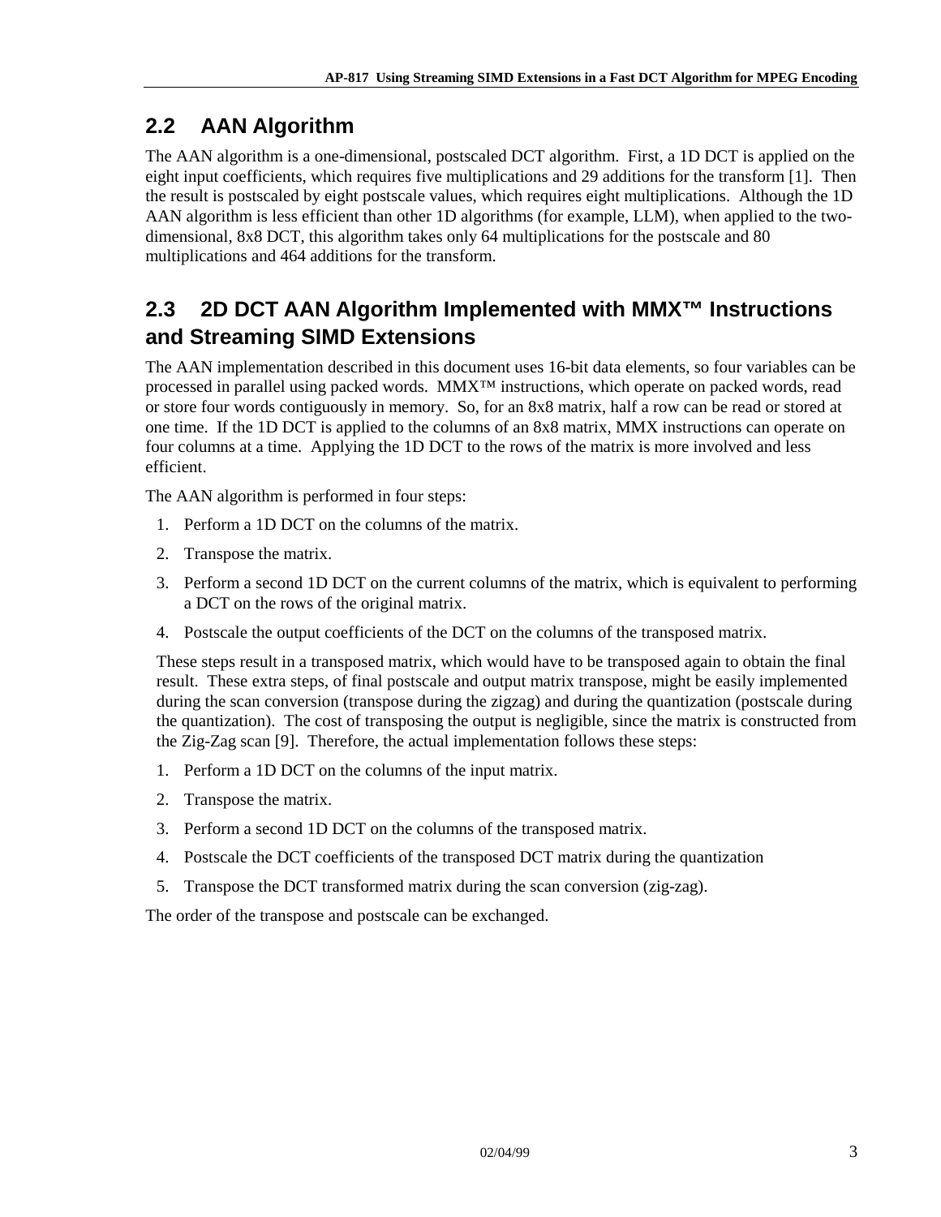## 2.2 AAN Algorithm

The AAN algorithm is a one-dimensional, postscaled DCT algorithm. First, a 1D DCT is applied on the eight input coefficients, which requires five multiplications and 29 additions for the transform [1]. Then the result is postscaled by eight postscale values, which requires eight multiplications. Although the 1D AAN algorithm is less efficient than other 1D algorithms (for example, LLM), when applied to the two-dimensional, 8x8 DCT, this algorithm takes only 64 multiplications for the postscale and 80 multiplications and 464 additions for the transform.

## 2.3 2D DCT AAN Algorithm Implemented with MMX™ Instructions and Streaming SIMD Extensions

The AAN implementation described in this document uses 16-bit data elements, so four variables can be processed in parallel using packed words. MMX™ instructions, which operate on packed words, read or store four words contiguously in memory. So, for an 8x8 matrix, half a row can be read or stored at one time. If the 1D DCT is applied to the columns of an 8x8 matrix, MMX instructions can operate on four columns at a time. Applying the 1D DCT to the rows of the matrix is more involved and less efficient.

The AAN algorithm is performed in four steps:

1. Perform a 1D DCT on the columns of the matrix.
2. Transpose the matrix.
3. Perform a second 1D DCT on the current columns of the matrix, which is equivalent to performing a DCT on the rows of the original matrix.
4. Postscale the output coefficients of the DCT on the columns of the transposed matrix.

These steps result in a transposed matrix, which would have to be transposed again to obtain the final result. These extra steps, of final postscale and output matrix transpose, might be easily implemented during the scan conversion (transpose during the zigzag) and during the quantization (postscale during the quantization). The cost of transposing the output is negligible, since the matrix is constructed from the Zig-Zag scan [9]. Therefore, the actual implementation follows these steps:

1. Perform a 1D DCT on the columns of the input matrix.
2. Transpose the matrix.
3. Perform a second 1D DCT on the columns of the transposed matrix.
4. Postscale the DCT coefficients of the transposed DCT matrix during the quantization
5. Transpose the DCT transformed matrix during the scan conversion (zig-zag).

The order of the transpose and postscale can be exchanged.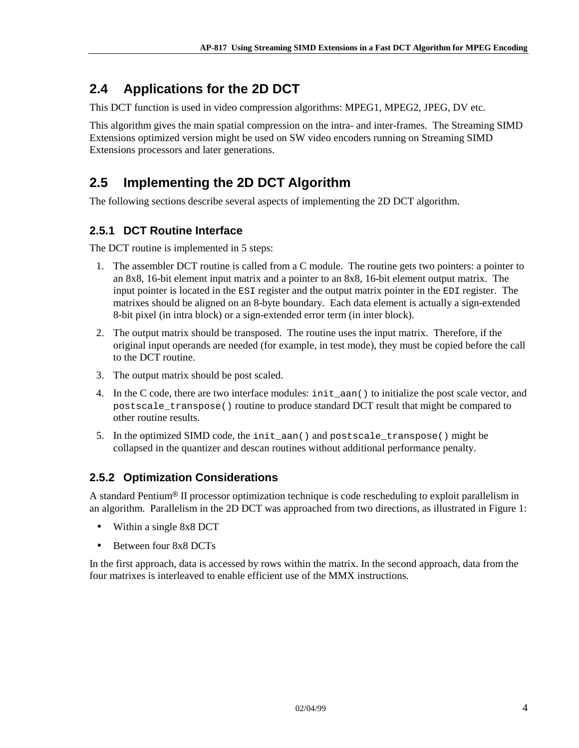## 2.4 Applications for the 2D DCT

This DCT function is used in video compression algorithms: MPEG1, MPEG2, JPEG, DV etc.

This algorithm gives the main spatial compression on the intra- and inter-frames. The Streaming SIMD Extensions optimized version might be used on SW video encoders running on Streaming SIMD Extensions processors and later generations.

## 2.5 Implementing the 2D DCT Algorithm

The following sections describe several aspects of implementing the 2D DCT algorithm.

### 2.5.1 DCT Routine Interface

The DCT routine is implemented in 5 steps:

1. The assembler DCT routine is called from a C module. The routine gets two pointers: a pointer to an 8x8, 16-bit element input matrix and a pointer to an 8x8, 16-bit element output matrix. The input pointer is located in the `ESI` register and the output matrix pointer in the `EDI` register. The matrixes should be aligned on an 8-byte boundary. Each data element is actually a sign-extended 8-bit pixel (in intra block) or a sign-extended error term (in inter block).
2. The output matrix should be transposed. The routine uses the input matrix. Therefore, if the original input operands are needed (for example, in test mode), they must be copied before the call to the DCT routine.
3. The output matrix should be post scaled.
4. In the C code, there are two interface modules: `init_aan()` to initialize the post scale vector, and `postscale_transpose()` routine to produce standard DCT result that might be compared to other routine results.
5. In the optimized SIMD code, the `init_aan()` and `postscale_transpose()` might be collapsed in the quantizer and descan routines without additional performance penalty.

### 2.5.2 Optimization Considerations

A standard Pentium® II processor optimization technique is code rescheduling to exploit parallelism in an algorithm. Parallelism in the 2D DCT was approached from two directions, as illustrated in Figure 1:

- Within a single 8x8 DCT
- Between four 8x8 DCTs

In the first approach, data is accessed by rows within the matrix. In the second approach, data from the four matrixes is interleaved to enable efficient use of the MMX instructions.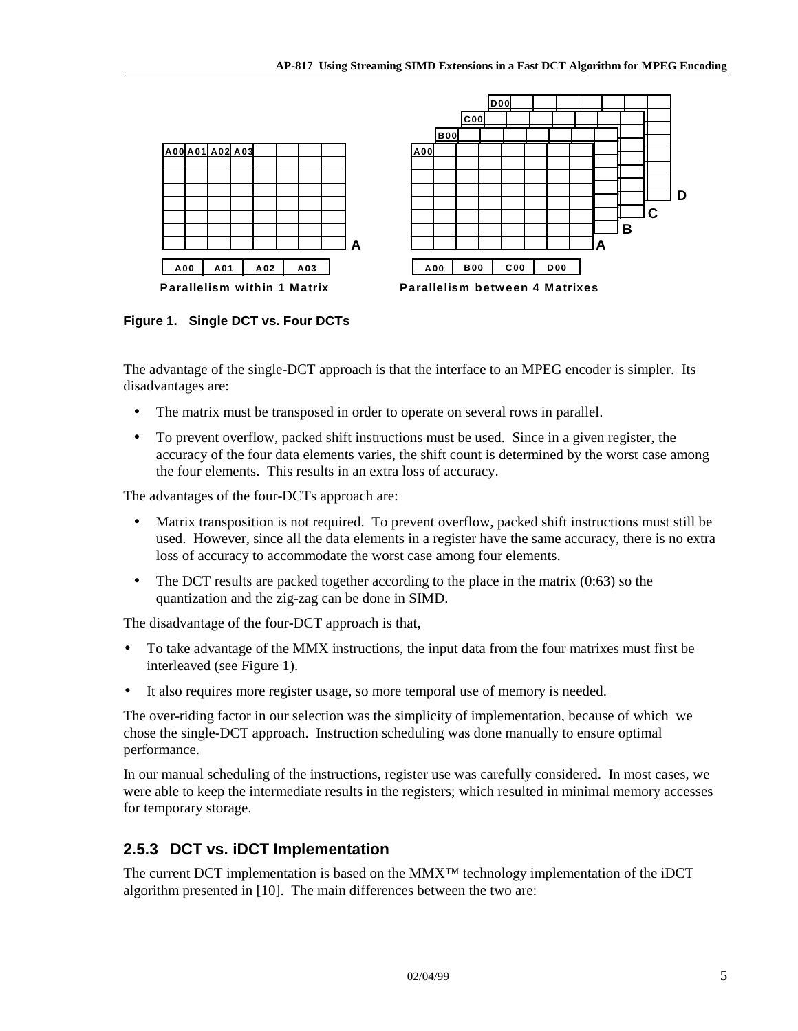**Figure 1. Single DCT vs. Four DCTs**

The advantage of the single-DCT approach is that the interface to an MPEG encoder is simpler. Its disadvantages are:

- The matrix must be transposed in order to operate on several rows in parallel.
- To prevent overflow, packed shift instructions must be used. Since in a given register, the accuracy of the four data elements varies, the shift count is determined by the worst case among the four elements. This results in an extra loss of accuracy.

The advantages of the four-DCTs approach are:

- Matrix transposition is not required. To prevent overflow, packed shift instructions must still be used. However, since all the data elements in a register have the same accuracy, there is no extra loss of accuracy to accommodate the worst case among four elements.
- The DCT results are packed together according to the place in the matrix (0:63) so the quantization and the zig-zag can be done in SIMD.

The disadvantage of the four-DCT approach is that,

- To take advantage of the MMX instructions, the input data from the four matrixes must first be interleaved (see Figure 1).
- It also requires more register usage, so more temporal use of memory is needed.

The over-riding factor in our selection was the simplicity of implementation, because of which we chose the single-DCT approach. Instruction scheduling was done manually to ensure optimal performance.

In our manual scheduling of the instructions, register use was carefully considered. In most cases, we were able to keep the intermediate results in the registers; which resulted in minimal memory accesses for temporary storage.

### 2.5.3 DCT vs. iDCT Implementation

The current DCT implementation is based on the MMX™ technology implementation of the iDCT algorithm presented in [10]. The main differences between the two are: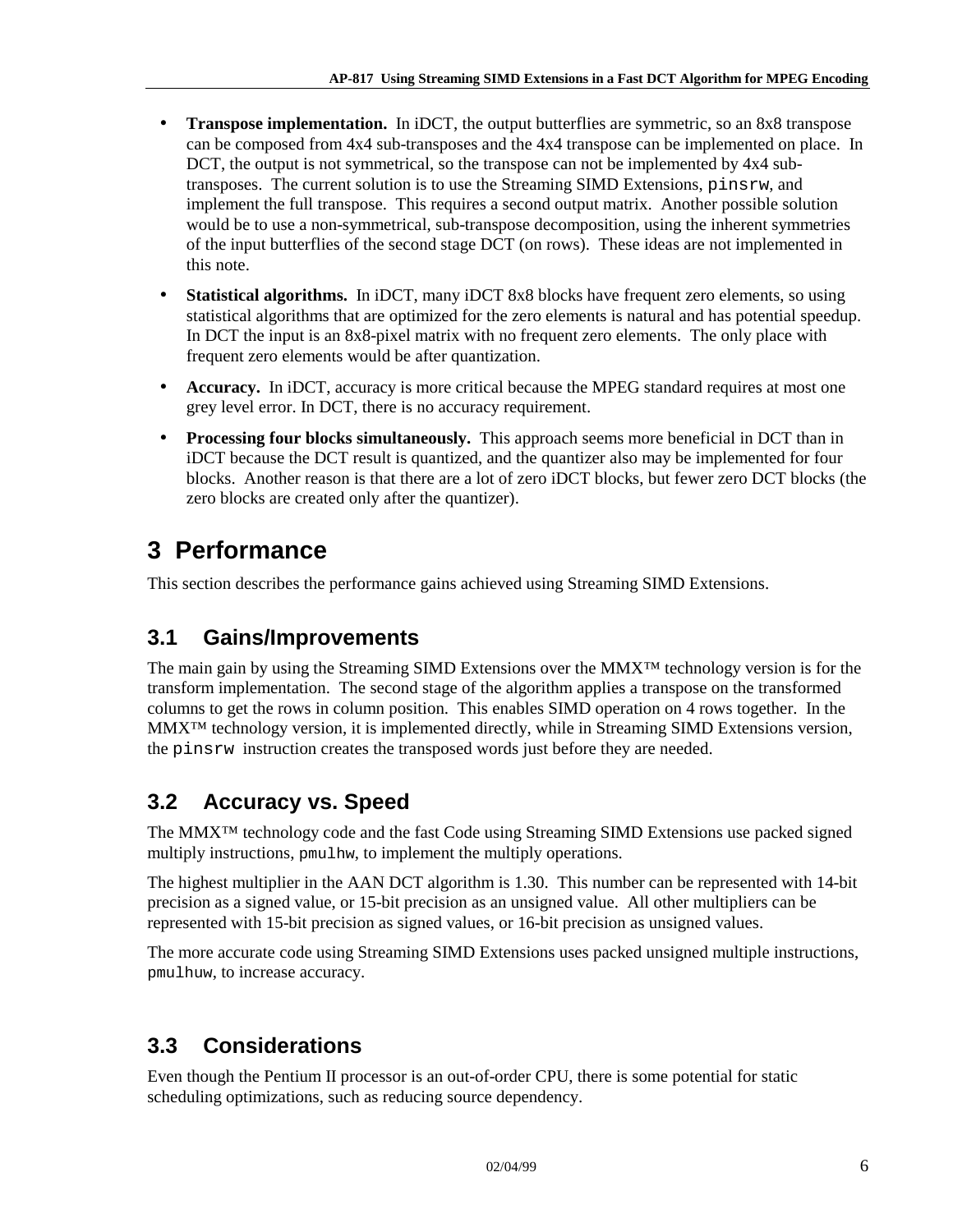- **Transpose implementation.** In iDCT, the output butterflies are symmetric, so an 8x8 transpose can be composed from 4x4 sub-transposes and the 4x4 transpose can be implemented on place. In DCT, the output is not symmetrical, so the transpose can not be implemented by 4x4 sub-transposes. The current solution is to use the Streaming SIMD Extensions, `pinsrw`, and implement the full transpose. This requires a second output matrix. Another possible solution would be to use a non-symmetrical, sub-transpose decomposition, using the inherent symmetries of the input butterflies of the second stage DCT (on rows). These ideas are not implemented in this note.
- **Statistical algorithms.** In iDCT, many iDCT 8x8 blocks have frequent zero elements, so using statistical algorithms that are optimized for the zero elements is natural and has potential speedup. In DCT the input is an 8x8-pixel matrix with no frequent zero elements. The only place with frequent zero elements would be after quantization.
- **Accuracy.** In iDCT, accuracy is more critical because the MPEG standard requires at most one grey level error. In DCT, there is no accuracy requirement.
- **Processing four blocks simultaneously.** This approach seems more beneficial in DCT than in iDCT because the DCT result is quantized, and the quantizer also may be implemented for four blocks. Another reason is that there are a lot of zero iDCT blocks, but fewer zero DCT blocks (the zero blocks are created only after the quantizer).

# 3 Performance

This section describes the performance gains achieved using Streaming SIMD Extensions.

## 3.1 Gains/Improvements

The main gain by using the Streaming SIMD Extensions over the MMX™ technology version is for the transform implementation. The second stage of the algorithm applies a transpose on the transformed columns to get the rows in column position. This enables SIMD operation on 4 rows together. In the MMX™ technology version, it is implemented directly, while in Streaming SIMD Extensions version, the `pinsrw` instruction creates the transposed words just before they are needed.

## 3.2 Accuracy vs. Speed

The MMX™ technology code and the fast Code using Streaming SIMD Extensions use packed signed multiply instructions, `pmulhw`, to implement the multiply operations.

The highest multiplier in the AAN DCT algorithm is 1.30. This number can be represented with 14-bit precision as a signed value, or 15-bit precision as an unsigned value. All other multipliers can be represented with 15-bit precision as signed values, or 16-bit precision as unsigned values.

The more accurate code using Streaming SIMD Extensions uses packed unsigned multiple instructions, `pmulhuw`, to increase accuracy.

## 3.3 Considerations

Even though the Pentium II processor is an out-of-order CPU, there is some potential for static scheduling optimizations, such as reducing source dependency.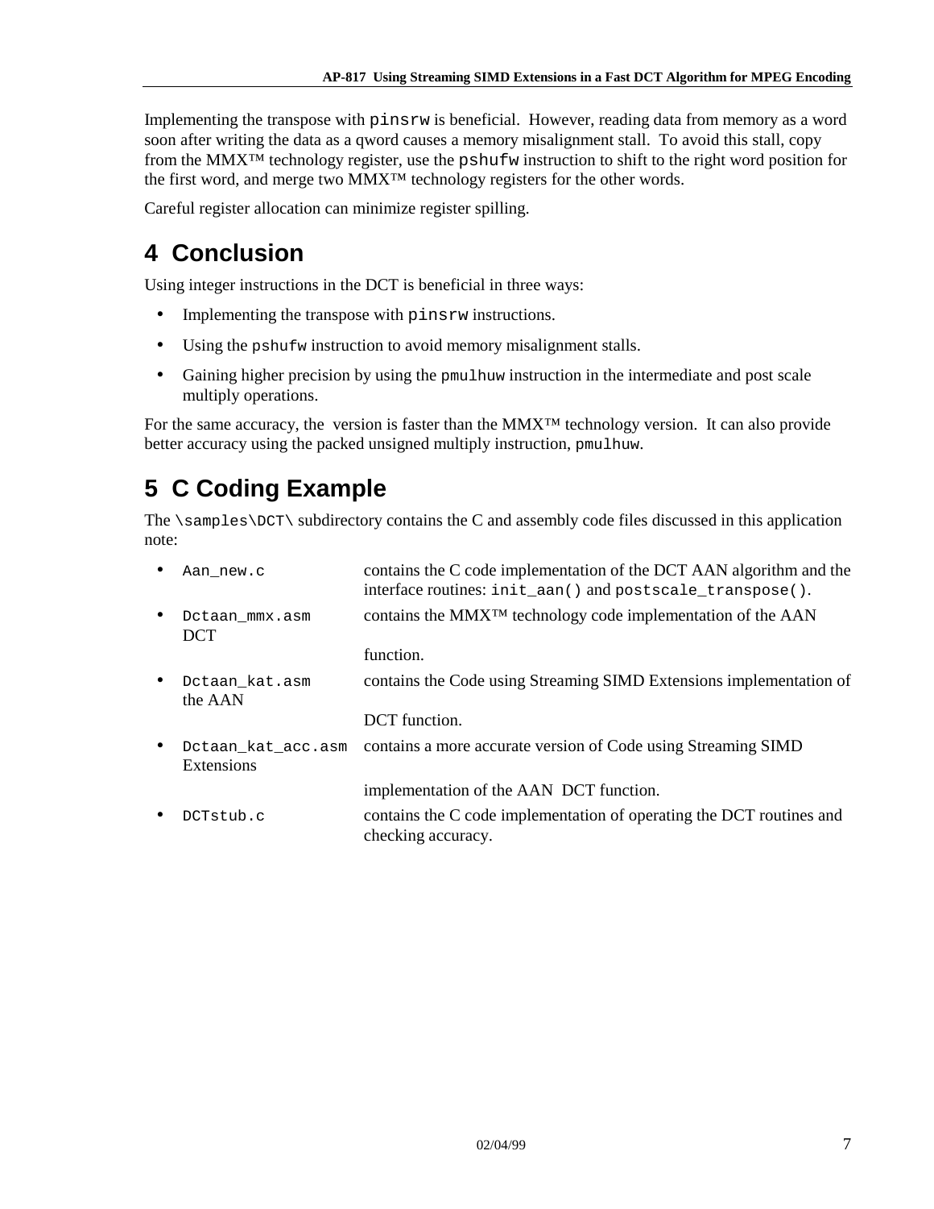Implementing the transpose with `pinsrw` is beneficial. However, reading data from memory as a word soon after writing the data as a qword causes a memory misalignment stall. To avoid this stall, copy from the MMX™ technology register, use the `pshufw` instruction to shift to the right word position for the first word, and merge two MMX™ technology registers for the other words.

Careful register allocation can minimize register spilling.

# 4 Conclusion

Using integer instructions in the DCT is beneficial in three ways:

- Implementing the transpose with `pinsrw` instructions.
- Using the `pshufw` instruction to avoid memory misalignment stalls.
- Gaining higher precision by using the `pmulhuw` instruction in the intermediate and post scale multiply operations.

For the same accuracy, the version is faster than the MMX™ technology version. It can also provide better accuracy using the packed unsigned multiply instruction, `pmulhuw`.

# 5 C Coding Example

The `\samples\DCT\` subdirectory contains the C and assembly code files discussed in this application note:

- `Aan_new.c` contains the C code implementation of the DCT AAN algorithm and the interface routines: `init_aan()` and `postscale_transpose()`.
- `Dctaan_mmx.asm` contains the MMX™ technology code implementation of the AAN DCT function.
- `Dctaan_kat.asm` contains the Code using Streaming SIMD Extensions implementation of the AAN DCT function.
- `Dctaan_kat_acc.asm` contains a more accurate version of Code using Streaming SIMD Extensions implementation of the AAN DCT function.
- `DCTstub.c` contains the C code implementation of operating the DCT routines and checking accuracy.